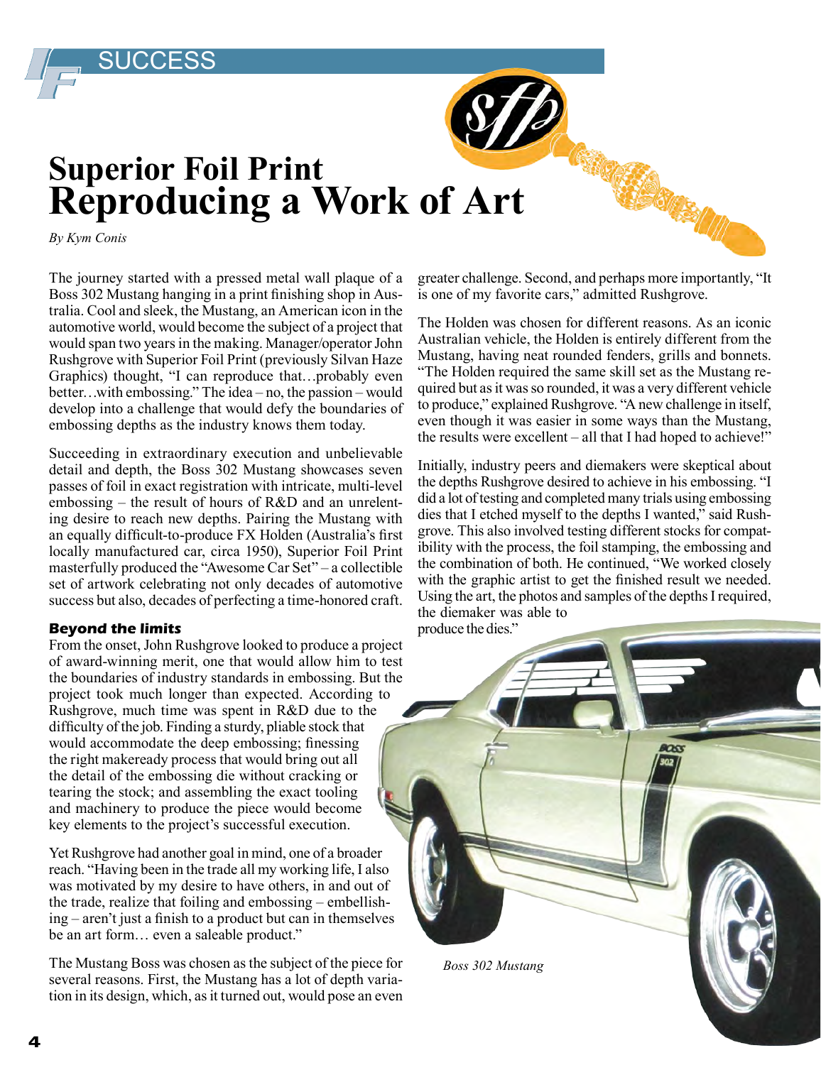# Superior Foil Print
# Reproducing a Work of Art

*By Kym Conis*

The journey started with a pressed metal wall plaque of a Boss 302 Mustang hanging in a print finishing shop in Australia. Cool and sleek, the Mustang, an American icon in the automotive world, would become the subject of a project that would span two years in the making. Manager/operator John Rushgrove with Superior Foil Print (previously Silvan Haze Graphics) thought, "I can reproduce that…probably even better…with embossing." The idea – no, the passion – would develop into a challenge that would defy the boundaries of embossing depths as the industry knows them today.

Succeeding in extraordinary execution and unbelievable detail and depth, the Boss 302 Mustang showcases seven passes of foil in exact registration with intricate, multi-level embossing – the result of hours of R&D and an unrelenting desire to reach new depths. Pairing the Mustang with an equally difficult-to-produce FX Holden (Australia's first locally manufactured car, circa 1950), Superior Foil Print masterfully produced the "Awesome Car Set" – a collectible set of artwork celebrating not only decades of automotive success but also, decades of perfecting a time-honored craft.

### Beyond the limits

From the onset, John Rushgrove looked to produce a project of award-winning merit, one that would allow him to test the boundaries of industry standards in embossing. But the project took much longer than expected. According to Rushgrove, much time was spent in R&D due to the difficulty of the job. Finding a sturdy, pliable stock that would accommodate the deep embossing; finessing the right makeready process that would bring out all the detail of the embossing die without cracking or tearing the stock; and assembling the exact tooling and machinery to produce the piece would become key elements to the project's successful execution.

Yet Rushgrove had another goal in mind, one of a broader reach. "Having been in the trade all my working life, I also was motivated by my desire to have others, in and out of the trade, realize that foiling and embossing – embellishing – aren't just a finish to a product but can in themselves be an art form… even a saleable product."

The Mustang Boss was chosen as the subject of the piece for several reasons. First, the Mustang has a lot of depth variation in its design, which, as it turned out, would pose an even greater challenge. Second, and perhaps more importantly, "It is one of my favorite cars," admitted Rushgrove.

The Holden was chosen for different reasons. As an iconic Australian vehicle, the Holden is entirely different from the Mustang, having neat rounded fenders, grills and bonnets. "The Holden required the same skill set as the Mustang required but as it was so rounded, it was a very different vehicle to produce," explained Rushgrove. "A new challenge in itself, even though it was easier in some ways than the Mustang, the results were excellent – all that I had hoped to achieve!"

Initially, industry peers and diemakers were skeptical about the depths Rushgrove desired to achieve in his embossing. "I did a lot of testing and completed many trials using embossing dies that I etched myself to the depths I wanted," said Rushgrove. This also involved testing different stocks for compatibility with the process, the foil stamping, the embossing and the combination of both. He continued, "We worked closely with the graphic artist to get the finished result we needed. Using the art, the photos and samples of the depths I required, the diemaker was able to produce the dies."

*Boss 302 Mustang*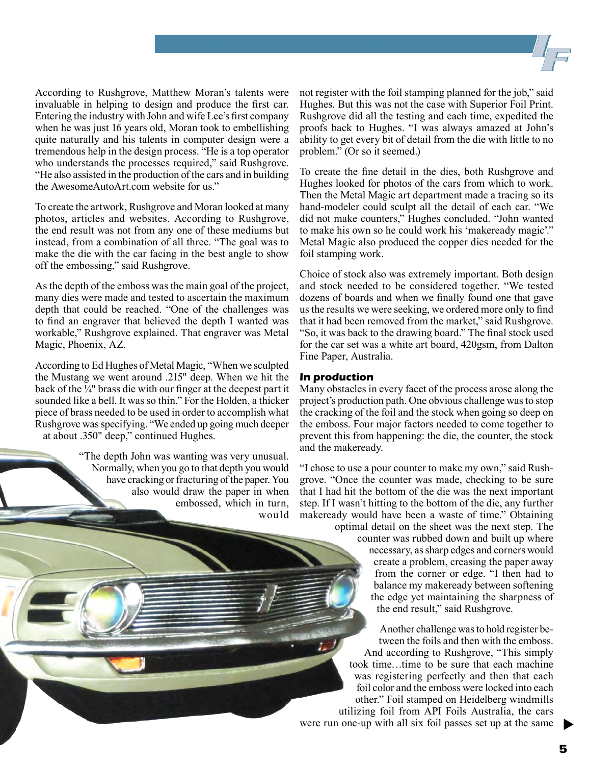According to Rushgrove, Matthew Moran's talents were invaluable in helping to design and produce the first car. Entering the industry with John and wife Lee's first company when he was just 16 years old, Moran took to embellishing quite naturally and his talents in computer design were a tremendous help in the design process. "He is a top operator who understands the processes required," said Rushgrove. "He also assisted in the production of the cars and in building the AwesomeAutoArt.com website for us."

To create the artwork, Rushgrove and Moran looked at many photos, articles and websites. According to Rushgrove, the end result was not from any one of these mediums but instead, from a combination of all three. "The goal was to make the die with the car facing in the best angle to show off the embossing," said Rushgrove.

As the depth of the emboss was the main goal of the project, many dies were made and tested to ascertain the maximum depth that could be reached. "One of the challenges was to find an engraver that believed the depth I wanted was workable," Rushgrove explained. That engraver was Metal Magic, Phoenix, AZ.

According to Ed Hughes of Metal Magic, "When we sculpted the Mustang we went around .215" deep. When we hit the back of the ¼" brass die with our finger at the deepest part it sounded like a bell. It was so thin." For the Holden, a thicker piece of brass needed to be used in order to accomplish what Rushgrove was specifying. "We ended up going much deeper at about .350" deep," continued Hughes.

"The depth John was wanting was very unusual. Normally, when you go to that depth you would have cracking or fracturing of the paper. You also would draw the paper in when embossed, which in turn, would not register with the foil stamping planned for the job," said Hughes. But this was not the case with Superior Foil Print. Rushgrove did all the testing and each time, expedited the proofs back to Hughes. "I was always amazed at John's ability to get every bit of detail from the die with little to no problem." (Or so it seemed.)

To create the fine detail in the dies, both Rushgrove and Hughes looked for photos of the cars from which to work. Then the Metal Magic art department made a tracing so its hand-modeler could sculpt all the detail of each car. "We did not make counters," Hughes concluded. "John wanted to make his own so he could work his 'makeready magic'." Metal Magic also produced the copper dies needed for the foil stamping work.

Choice of stock also was extremely important. Both design and stock needed to be considered together. "We tested dozens of boards and when we finally found one that gave us the results we were seeking, we ordered more only to find that it had been removed from the market," said Rushgrove. "So, it was back to the drawing board." The final stock used for the car set was a white art board, 420gsm, from Dalton Fine Paper, Australia.

### *In production*

Many obstacles in every facet of the process arose along the project's production path. One obvious challenge was to stop the cracking of the foil and the stock when going so deep on the emboss. Four major factors needed to come together to prevent this from happening: the die, the counter, the stock and the makeready.

"I chose to use a pour counter to make my own," said Rushgrove. "Once the counter was made, checking to be sure that I had hit the bottom of the die was the next important step. If I wasn't hitting to the bottom of the die, any further makeready would have been a waste of time." Obtaining optimal detail on the sheet was the next step. The counter was rubbed down and built up where necessary, as sharp edges and corners would create a problem, creasing the paper away from the corner or edge. "I then had to balance my makeready between softening the edge yet maintaining the sharpness of the end result," said Rushgrove.

Another challenge was to hold register between the foils and then with the emboss. And according to Rushgrove, "This simply took time…time to be sure that each machine was registering perfectly and then that each foil color and the emboss were locked into each other." Foil stamped on Heidelberg windmills utilizing foil from API Foils Australia, the cars were run one-up with all six foil passes set up at the same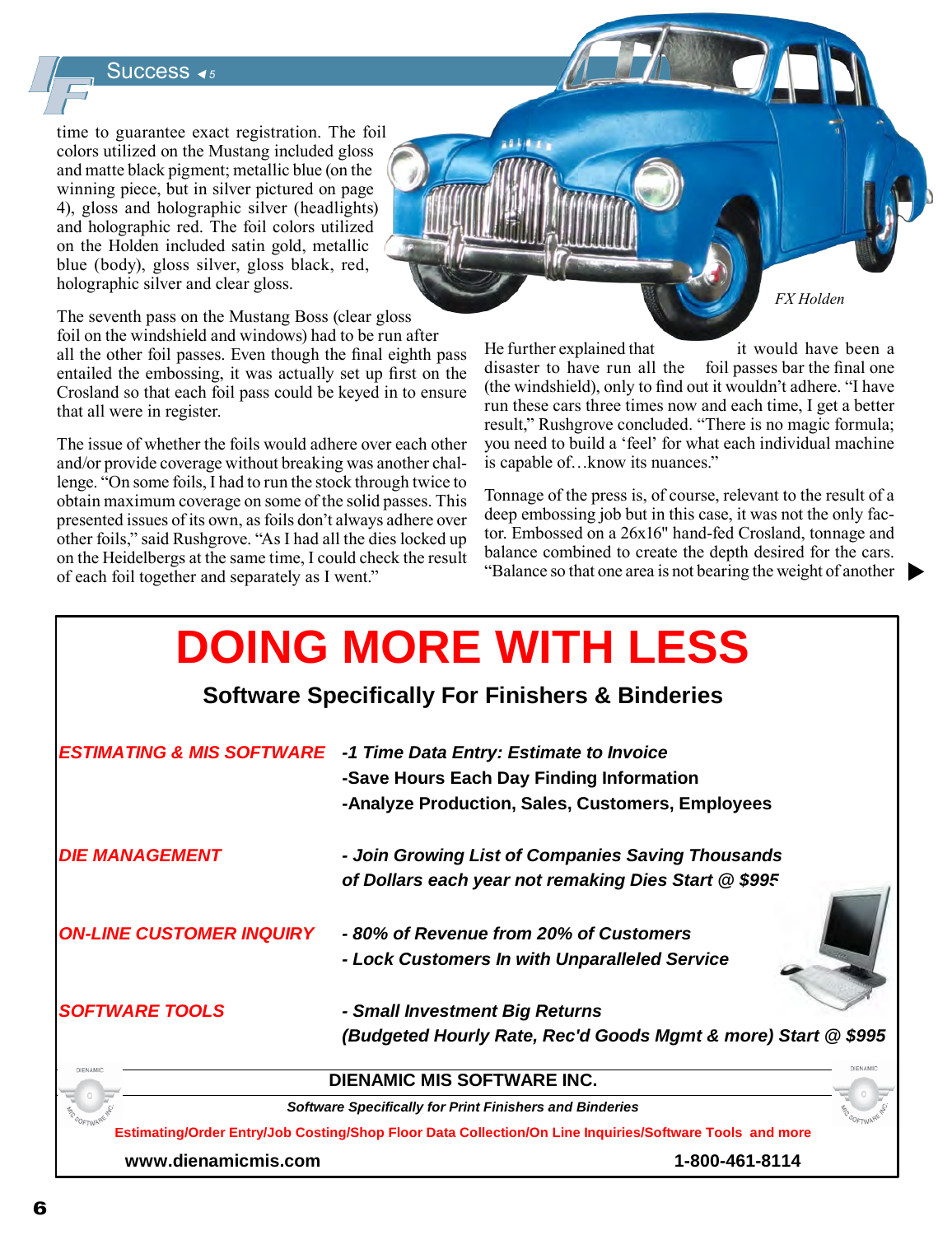time to guarantee exact registration. The foil colors utilized on the Mustang included gloss and matte black pigment; metallic blue (on the winning piece, but in silver pictured on page 4), gloss and holographic silver (headlights) and holographic red. The foil colors utilized on the Holden included satin gold, metallic blue (body), gloss silver, gloss black, red, holographic silver and clear gloss.

*FX Holden*

The seventh pass on the Mustang Boss (clear gloss foil on the windshield and windows) had to be run after all the other foil passes. Even though the final eighth pass entailed the embossing, it was actually set up first on the Crosland so that each foil pass could be keyed in to ensure that all were in register.

The issue of whether the foils would adhere over each other and/or provide coverage without breaking was another challenge. "On some foils, I had to run the stock through twice to obtain maximum coverage on some of the solid passes. This presented issues of its own, as foils don't always adhere over other foils," said Rushgrove. "As I had all the dies locked up on the Heidelbergs at the same time, I could check the result of each foil together and separately as I went."

He further explained that it would have been a disaster to have run all the foil passes bar the final one (the windshield), only to find out it wouldn't adhere. "I have run these cars three times now and each time, I get a better result," Rushgrove concluded. "There is no magic formula; you need to build a 'feel' for what each individual machine is capable of…know its nuances."

Tonnage of the press is, of course, relevant to the result of a deep embossing job but in this case, it was not the only factor. Embossed on a 26x16" hand-fed Crosland, tonnage and balance combined to create the depth desired for the cars. "Balance so that one area is not bearing the weight of another

# DOING MORE WITH LESS

**Software Specifically For Finishers & Binderies**

***ESTIMATING & MIS SOFTWARE***
- **-1 Time Data Entry: Estimate to Invoice**
- **-Save Hours Each Day Finding Information**
- **-Analyze Production, Sales, Customers, Employees**

***DIE MANAGEMENT***
- ***- Join Growing List of Companies Saving Thousands of Dollars each year not remaking Dies Start @ $995***

***ON-LINE CUSTOMER INQUIRY***
- ***- 80% of Revenue from 20% of Customers***
- ***- Lock Customers In with Unparalleled Service***

***SOFTWARE TOOLS***
- ***- Small Investment Big Returns (Budgeted Hourly Rate, Rec'd Goods Mgmt & more) Start @ $995***

**DIENAMIC MIS SOFTWARE INC.**

***Software Specifically for Print Finishers and Binderies***

**Estimating/Order Entry/Job Costing/Shop Floor Data Collection/On Line Inquiries/Software Tools and more**

**www.dienamicmis.com** **1-800-461-8114**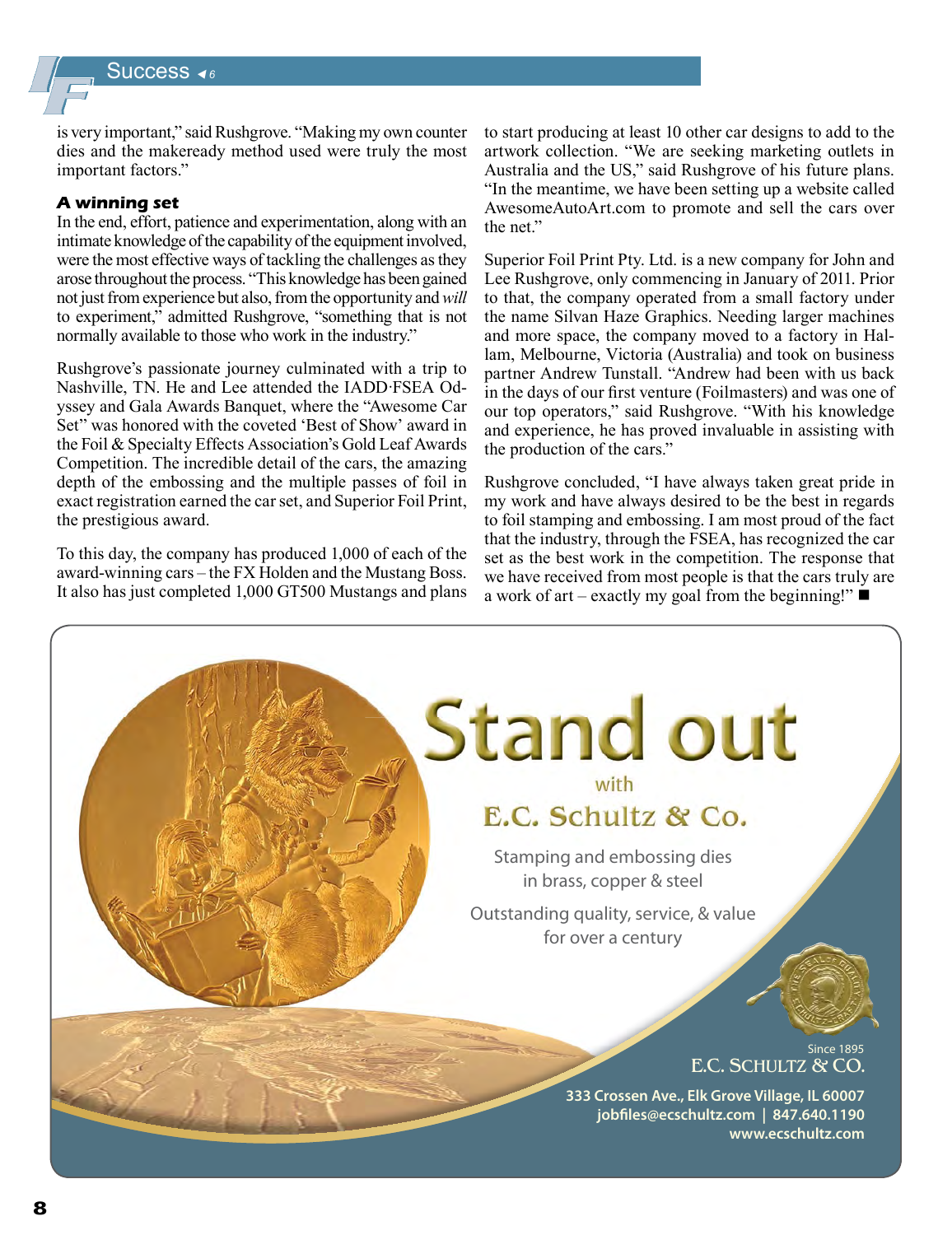is very important," said Rushgrove. "Making my own counter dies and the makeready method used were truly the most important factors."

### A winning set

In the end, effort, patience and experimentation, along with an intimate knowledge of the capability of the equipment involved, were the most effective ways of tackling the challenges as they arose throughout the process. "This knowledge has been gained not just from experience but also, from the opportunity and *will* to experiment," admitted Rushgrove, "something that is not normally available to those who work in the industry."

Rushgrove's passionate journey culminated with a trip to Nashville, TN. He and Lee attended the IADD·FSEA Odyssey and Gala Awards Banquet, where the "Awesome Car Set" was honored with the coveted 'Best of Show' award in the Foil & Specialty Effects Association's Gold Leaf Awards Competition. The incredible detail of the cars, the amazing depth of the embossing and the multiple passes of foil in exact registration earned the car set, and Superior Foil Print, the prestigious award.

To this day, the company has produced 1,000 of each of the award-winning cars – the FX Holden and the Mustang Boss. It also has just completed 1,000 GT500 Mustangs and plans to start producing at least 10 other car designs to add to the artwork collection. "We are seeking marketing outlets in Australia and the US," said Rushgrove of his future plans. "In the meantime, we have been setting up a website called AwesomeAutoArt.com to promote and sell the cars over the net."

Superior Foil Print Pty. Ltd. is a new company for John and Lee Rushgrove, only commencing in January of 2011. Prior to that, the company operated from a small factory under the name Silvan Haze Graphics. Needing larger machines and more space, the company moved to a factory in Hallam, Melbourne, Victoria (Australia) and took on business partner Andrew Tunstall. "Andrew had been with us back in the days of our first venture (Foilmasters) and was one of our top operators," said Rushgrove. "With his knowledge and experience, he has proved invaluable in assisting with the production of the cars."

Rushgrove concluded, "I have always taken great pride in my work and have always desired to be the best in regards to foil stamping and embossing. I am most proud of the fact that the industry, through the FSEA, has recognized the car set as the best work in the competition. The response that we have received from most people is that the cars truly are a work of art – exactly my goal from the beginning!" ■

Stand out

with

E.C. Schultz & Co.

Stamping and embossing dies in brass, copper & steel

Outstanding quality, service, & value for over a century

Since 1895

E.C. SCHULTZ & CO.

333 Crossen Ave., Elk Grove Village, IL 60007

jobfiles@ecschultz.com | 847.640.1190

www.ecschultz.com